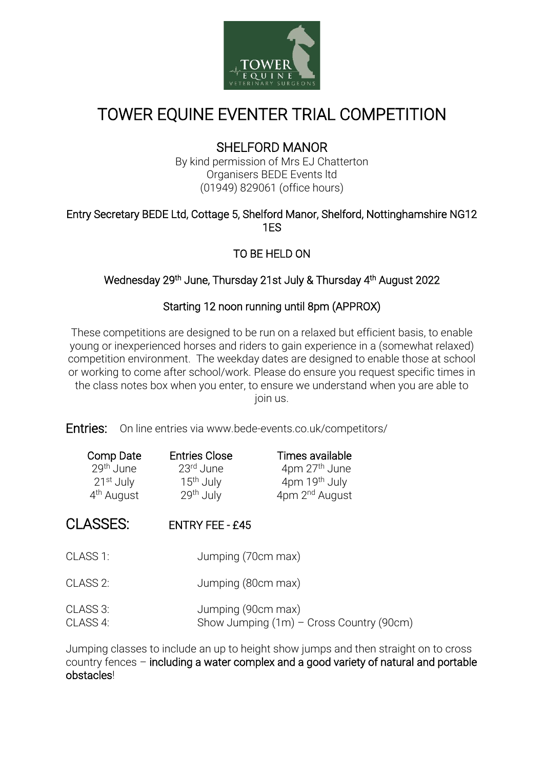# TOWER EQUINE EVENTER TRIAL COMPETITION

## SHELFORD MANOR

By kind permission of Mrs EJ Chatterton
Organisers BEDE Events ltd
(01949) 829061 (office hours)

Entry Secretary BEDE Ltd, Cottage 5, Shelford Manor, Shelford, Nottinghamshire NG12 1ES

TO BE HELD ON

Wednesday 29th June, Thursday 21st July & Thursday 4th August 2022

Starting 12 noon running until 8pm (APPROX)

These competitions are designed to be run on a relaxed but efficient basis, to enable young or inexperienced horses and riders to gain experience in a (somewhat relaxed) competition environment. The weekday dates are designed to enable those at school or working to come after school/work. Please do ensure you request specific times in the class notes box when you enter, to ensure we understand when you are able to join us.

**Entries:** On line entries via www.bede-events.co.uk/competitors/

| Comp Date | Entries Close | Times available |
|---|---|---|
| 29th June | 23rd June | 4pm 27th June |
| 21st July | 15th July | 4pm 19th July |
| 4th August | 29th July | 4pm 2nd August |

## CLASSES: ENTRY FEE - £45

CLASS 1: Jumping (70cm max)

CLASS 2: Jumping (80cm max)

CLASS 3: Jumping (90cm max)
CLASS 4: Show Jumping (1m) – Cross Country (90cm)

Jumping classes to include an up to height show jumps and then straight on to cross country fences – **including a water complex and a good variety of natural and portable obstacles**!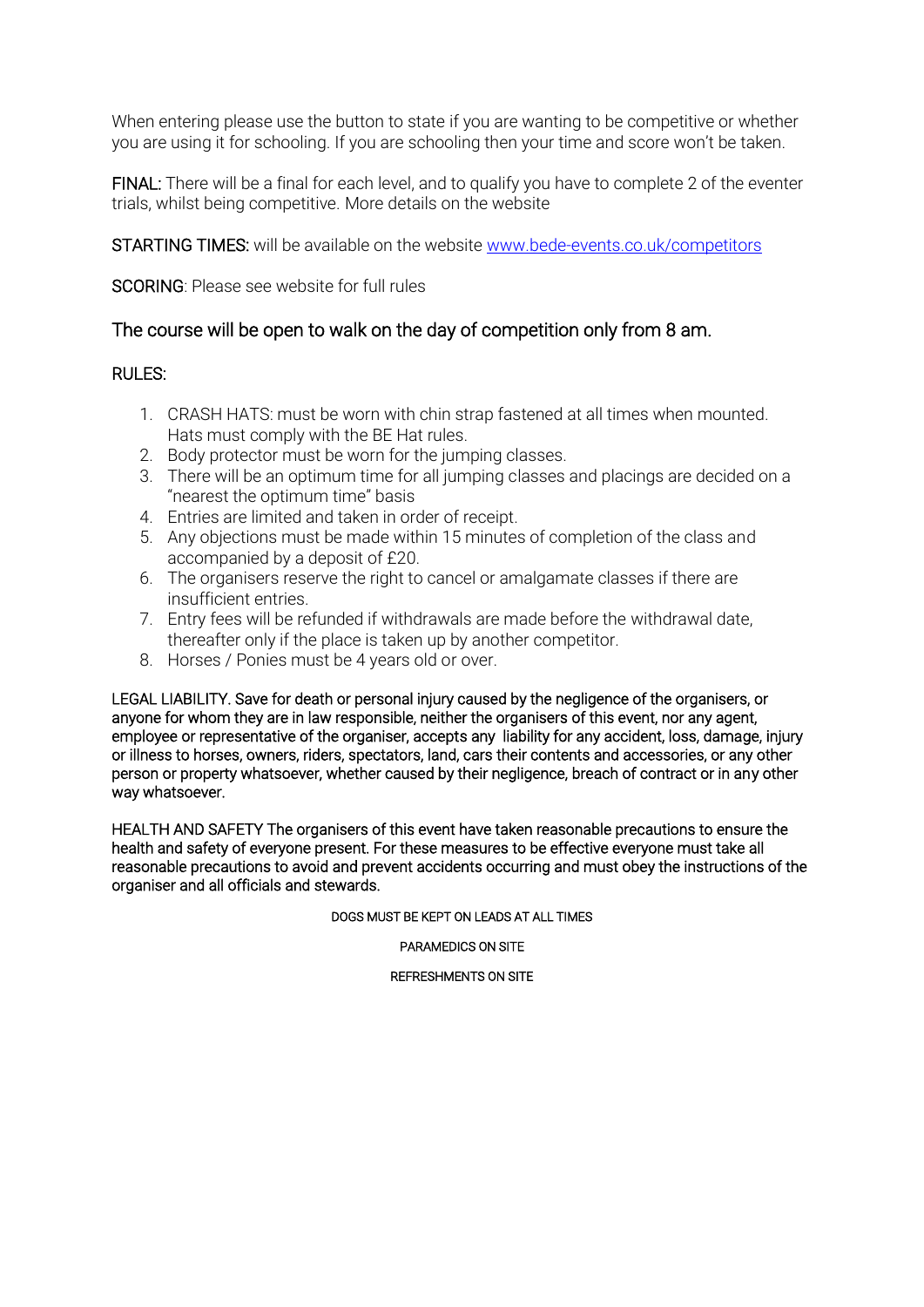When entering please use the button to state if you are wanting to be competitive or whether you are using it for schooling. If you are schooling then your time and score won't be taken.

**FINAL:** There will be a final for each level, and to qualify you have to complete 2 of the eventer trials, whilst being competitive. More details on the website

**STARTING TIMES:** will be available on the website [www.bede-events.co.uk/competitors](www.bede-events.co.uk/competitors)

**SCORING**: Please see website for full rules

The course will be open to walk on the day of competition only from 8 am.

RULES:

1. CRASH HATS: must be worn with chin strap fastened at all times when mounted. Hats must comply with the BE Hat rules.
2. Body protector must be worn for the jumping classes.
3. There will be an optimum time for all jumping classes and placings are decided on a "nearest the optimum time" basis
4. Entries are limited and taken in order of receipt.
5. Any objections must be made within 15 minutes of completion of the class and accompanied by a deposit of £20.
6. The organisers reserve the right to cancel or amalgamate classes if there are insufficient entries.
7. Entry fees will be refunded if withdrawals are made before the withdrawal date, thereafter only if the place is taken up by another competitor.
8. Horses / Ponies must be 4 years old or over.

LEGAL LIABILITY. Save for death or personal injury caused by the negligence of the organisers, or anyone for whom they are in law responsible, neither the organisers of this event, nor any agent, employee or representative of the organiser, accepts any liability for any accident, loss, damage, injury or illness to horses, owners, riders, spectators, land, cars their contents and accessories, or any other person or property whatsoever, whether caused by their negligence, breach of contract or in any other way whatsoever.

HEALTH AND SAFETY The organisers of this event have taken reasonable precautions to ensure the health and safety of everyone present. For these measures to be effective everyone must take all reasonable precautions to avoid and prevent accidents occurring and must obey the instructions of the organiser and all officials and stewards.

DOGS MUST BE KEPT ON LEADS AT ALL TIMES

PARAMEDICS ON SITE

REFRESHMENTS ON SITE